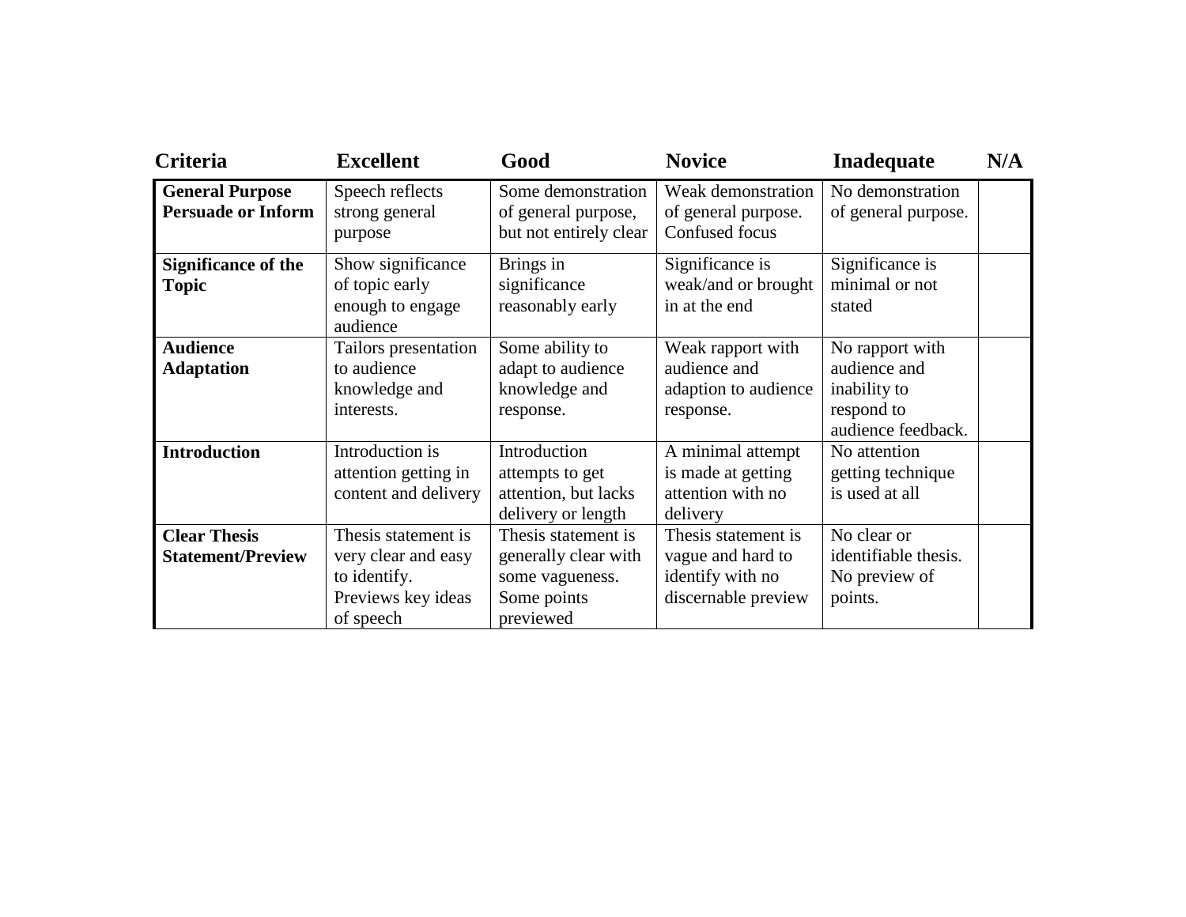| Criteria | Excellent | Good | Novice | Inadequate | N/A |
|---|---|---|---|---|---|
| **General Purpose Persuade or Inform** | Speech reflects strong general purpose | Some demonstration of general purpose, but not entirely clear | Weak demonstration of general purpose. Confused focus | No demonstration of general purpose. | |
| **Significance of the Topic** | Show significance of topic early enough to engage audience | Brings in significance reasonably early | Significance is weak/and or brought in at the end | Significance is minimal or not stated | |
| **Audience Adaptation** | Tailors presentation to audience knowledge and interests. | Some ability to adapt to audience knowledge and response. | Weak rapport with audience and adaption to audience response. | No rapport with audience and inability to respond to audience feedback. | |
| **Introduction** | Introduction is attention getting in content and delivery | Introduction attempts to get attention, but lacks delivery or length | A minimal attempt is made at getting attention with no delivery | No attention getting technique is used at all | |
| **Clear Thesis Statement/Preview** | Thesis statement is very clear and easy to identify. Previews key ideas of speech | Thesis statement is generally clear with some vagueness. Some points previewed | Thesis statement is vague and hard to identify with no discernable preview | No clear or identifiable thesis. No preview of points. | |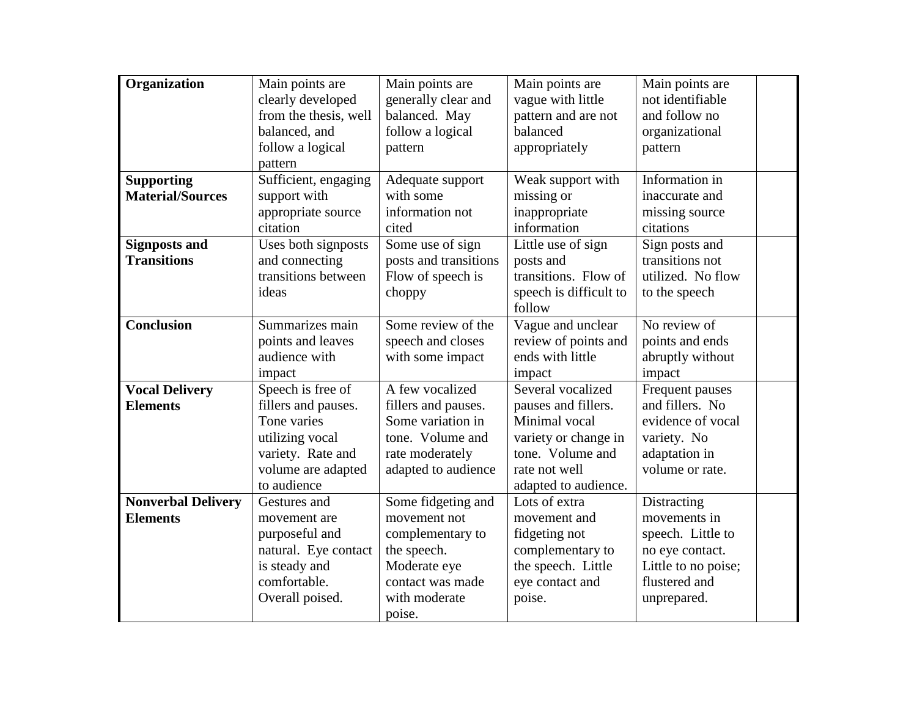| **Organization** | Main points are clearly developed from the thesis, well balanced, and follow a logical pattern | Main points are generally clear and balanced. May follow a logical pattern | Main points are vague with little pattern and are not balanced appropriately | Main points are not identifiable and follow no organizational pattern | |
|---|---|---|---|---|---|
| **Supporting Material/Sources** | Sufficient, engaging support with appropriate source citation | Adequate support with some information not cited | Weak support with missing or inappropriate information | Information in inaccurate and missing source citations | |
| **Signposts and Transitions** | Uses both signposts and connecting transitions between ideas | Some use of sign posts and transitions Flow of speech is choppy | Little use of sign posts and transitions. Flow of speech is difficult to follow | Sign posts and transitions not utilized. No flow to the speech | |
| **Conclusion** | Summarizes main points and leaves audience with impact | Some review of the speech and closes with some impact | Vague and unclear review of points and ends with little impact | No review of points and ends abruptly without impact | |
| **Vocal Delivery Elements** | Speech is free of fillers and pauses. Tone varies utilizing vocal variety. Rate and volume are adapted to audience | A few vocalized fillers and pauses. Some variation in tone. Volume and rate moderately adapted to audience | Several vocalized pauses and fillers. Minimal vocal variety or change in tone. Volume and rate not well adapted to audience. | Frequent pauses and fillers. No evidence of vocal variety. No adaptation in volume or rate. | |
| **Nonverbal Delivery Elements** | Gestures and movement are purposeful and natural. Eye contact is steady and comfortable. Overall poised. | Some fidgeting and movement not complementary to the speech. Moderate eye contact was made with moderate poise. | Lots of extra movement and fidgeting not complementary to the speech. Little eye contact and poise. | Distracting movements in speech. Little to no eye contact. Little to no poise; flustered and unprepared. | |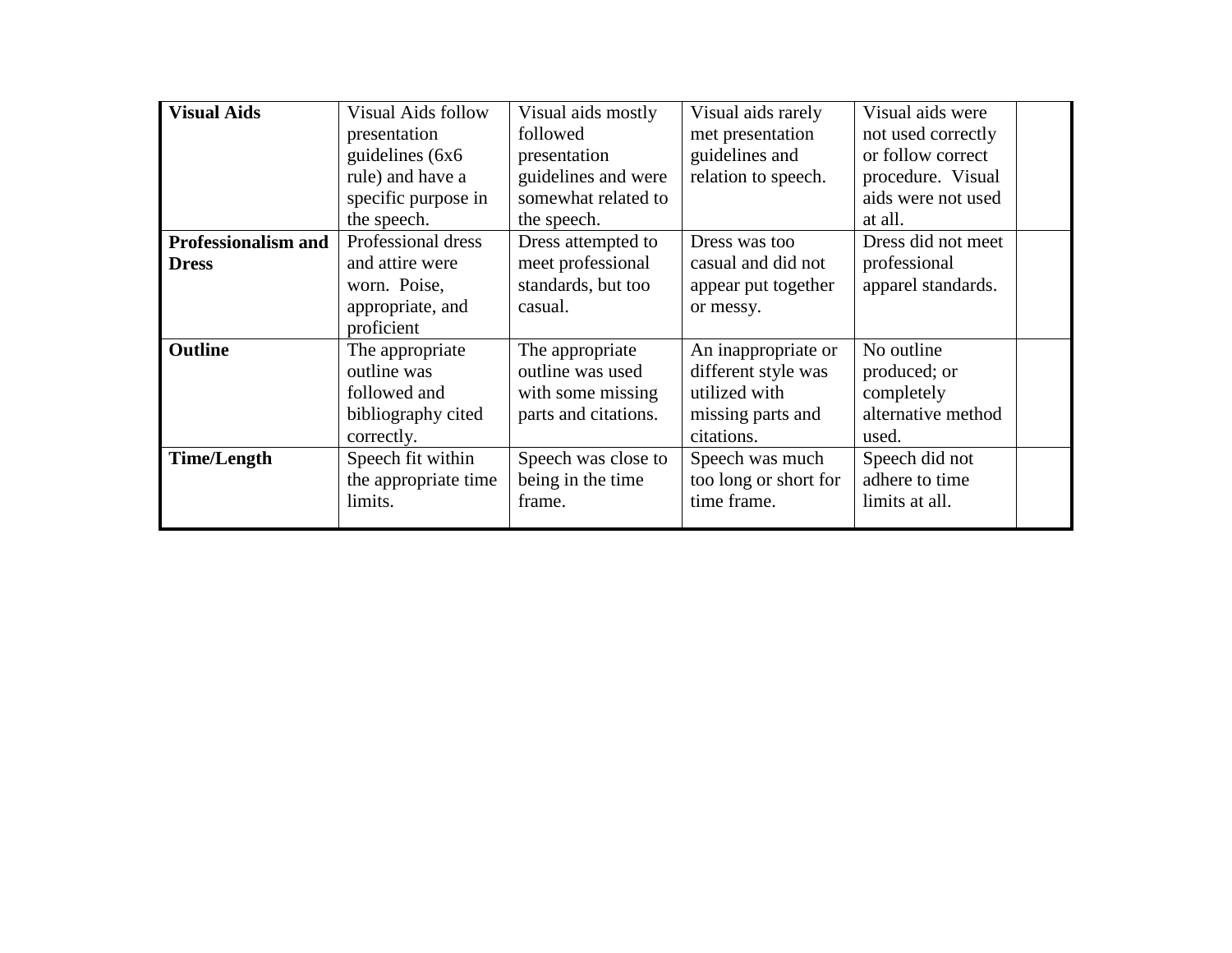| | | | | | |
|---|---|---|---|---|---|
| **Visual Aids** | Visual Aids follow presentation guidelines (6x6 rule) and have a specific purpose in the speech. | Visual aids mostly followed presentation guidelines and were somewhat related to the speech. | Visual aids rarely met presentation guidelines and relation to speech. | Visual aids were not used correctly or follow correct procedure. Visual aids were not used at all. | |
| **Professionalism and Dress** | Professional dress and attire were worn. Poise, appropriate, and proficient | Dress attempted to meet professional standards, but too casual. | Dress was too casual and did not appear put together or messy. | Dress did not meet professional apparel standards. | |
| **Outline** | The appropriate outline was followed and bibliography cited correctly. | The appropriate outline was used with some missing parts and citations. | An inappropriate or different style was utilized with missing parts and citations. | No outline produced; or completely alternative method used. | |
| **Time/Length** | Speech fit within the appropriate time limits. | Speech was close to being in the time frame. | Speech was much too long or short for time frame. | Speech did not adhere to time limits at all. | |